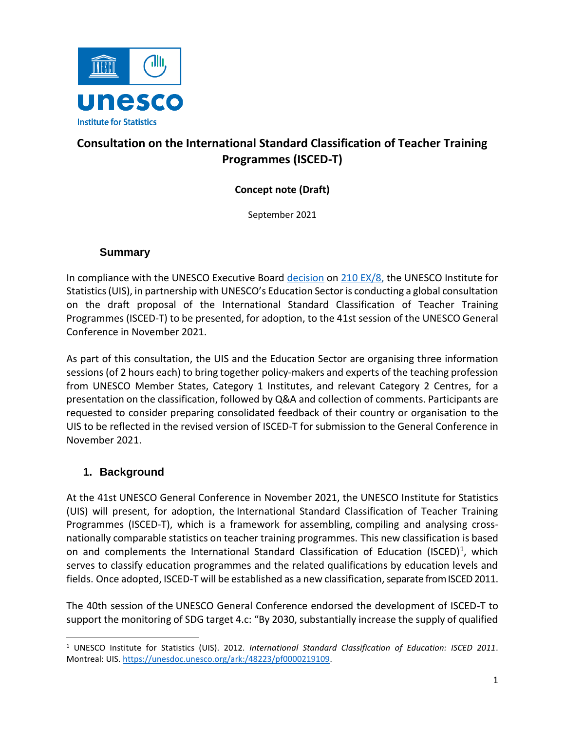# Consultation on the International Standard Classification of Teacher Training Programmes (ISCED-T)

**Concept note (Draft)**

September 2021

## Summary

In compliance with the UNESCO Executive Board [decision](#) on [210 EX/8](#), the UNESCO Institute for Statistics (UIS), in partnership with UNESCO's Education Sector is conducting a global consultation on the draft proposal of the International Standard Classification of Teacher Training Programmes (ISCED-T) to be presented, for adoption, to the 41st session of the UNESCO General Conference in November 2021.

As part of this consultation, the UIS and the Education Sector are organising three information sessions (of 2 hours each) to bring together policy-makers and experts of the teaching profession from UNESCO Member States, Category 1 Institutes, and relevant Category 2 Centres, for a presentation on the classification, followed by Q&A and collection of comments. Participants are requested to consider preparing consolidated feedback of their country or organisation to the UIS to be reflected in the revised version of ISCED-T for submission to the General Conference in November 2021.

## 1. Background

At the 41st UNESCO General Conference in November 2021, the UNESCO Institute for Statistics (UIS) will present, for adoption, the International Standard Classification of Teacher Training Programmes (ISCED-T), which is a framework for assembling, compiling and analysing cross-nationally comparable statistics on teacher training programmes. This new classification is based on and complements the International Standard Classification of Education (ISCED)[1], which serves to classify education programmes and the related qualifications by education levels and fields. Once adopted, ISCED-T will be established as a new classification, separate from ISCED 2011.

The 40th session of the UNESCO General Conference endorsed the development of ISCED-T to support the monitoring of SDG target 4.c: "By 2030, substantially increase the supply of qualified

[1] UNESCO Institute for Statistics (UIS). 2012. *International Standard Classification of Education: ISCED 2011*. Montreal: UIS. https://unesdoc.unesco.org/ark:/48223/pf0000219109.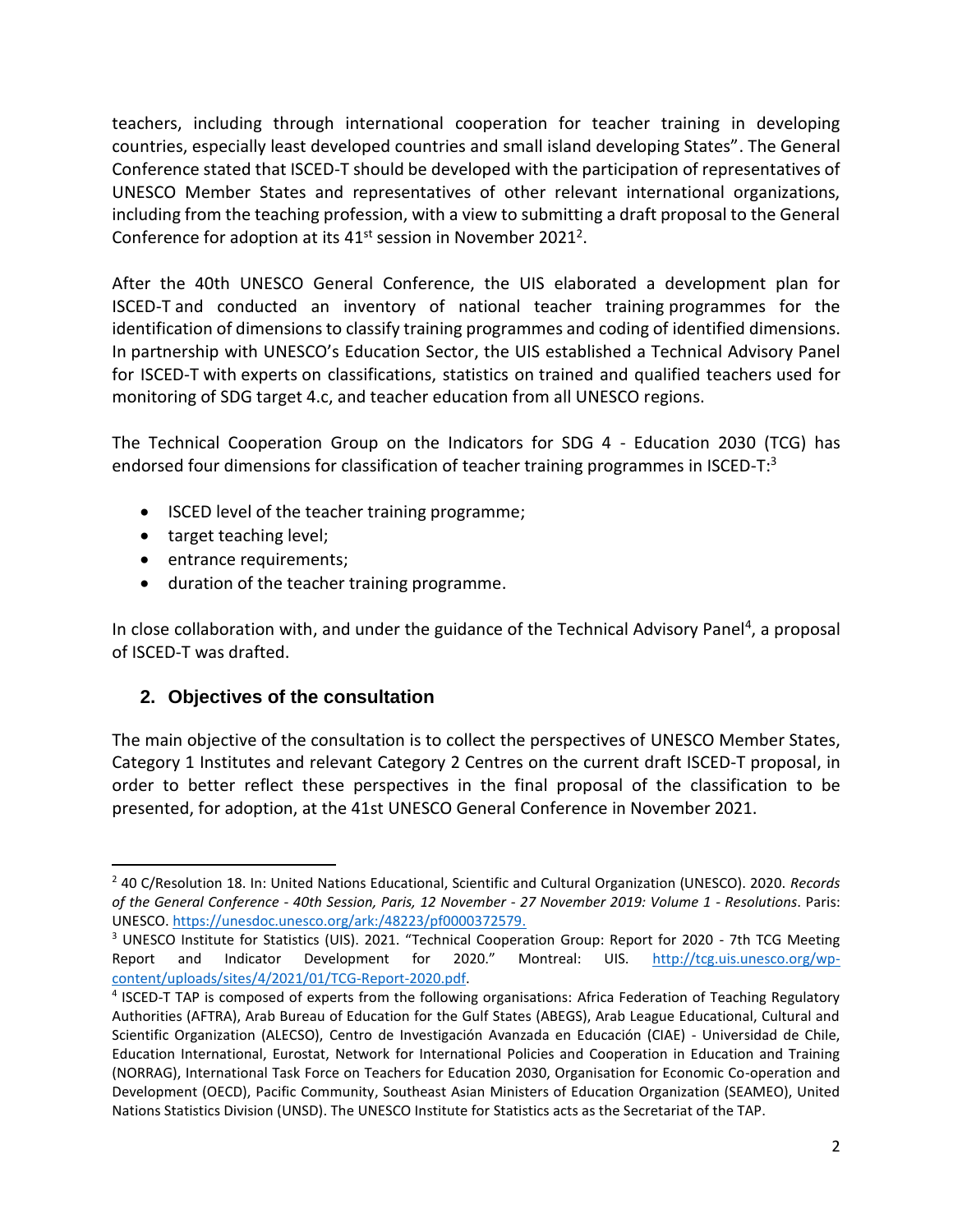teachers, including through international cooperation for teacher training in developing countries, especially least developed countries and small island developing States". The General Conference stated that ISCED-T should be developed with the participation of representatives of UNESCO Member States and representatives of other relevant international organizations, including from the teaching profession, with a view to submitting a draft proposal to the General Conference for adoption at its 41st session in November 2021[2].

After the 40th UNESCO General Conference, the UIS elaborated a development plan for ISCED-T and conducted an inventory of national teacher training programmes for the identification of dimensions to classify training programmes and coding of identified dimensions. In partnership with UNESCO's Education Sector, the UIS established a Technical Advisory Panel for ISCED-T with experts on classifications, statistics on trained and qualified teachers used for monitoring of SDG target 4.c, and teacher education from all UNESCO regions.

The Technical Cooperation Group on the Indicators for SDG 4 - Education 2030 (TCG) has endorsed four dimensions for classification of teacher training programmes in ISCED-T:[3]

- ISCED level of the teacher training programme;
- target teaching level;
- entrance requirements;
- duration of the teacher training programme.

In close collaboration with, and under the guidance of the Technical Advisory Panel[4], a proposal of ISCED-T was drafted.

## 2. Objectives of the consultation

The main objective of the consultation is to collect the perspectives of UNESCO Member States, Category 1 Institutes and relevant Category 2 Centres on the current draft ISCED-T proposal, in order to better reflect these perspectives in the final proposal of the classification to be presented, for adoption, at the 41st UNESCO General Conference in November 2021.

---

[2] 40 C/Resolution 18. In: United Nations Educational, Scientific and Cultural Organization (UNESCO). 2020. *Records of the General Conference - 40th Session, Paris, 12 November - 27 November 2019: Volume 1 - Resolutions*. Paris: UNESCO. https://unesdoc.unesco.org/ark:/48223/pf0000372579.

[3] UNESCO Institute for Statistics (UIS). 2021. "Technical Cooperation Group: Report for 2020 - 7th TCG Meeting Report and Indicator Development for 2020." Montreal: UIS. http://tcg.uis.unesco.org/wp-content/uploads/sites/4/2021/01/TCG-Report-2020.pdf.

[4] ISCED-T TAP is composed of experts from the following organisations: Africa Federation of Teaching Regulatory Authorities (AFTRA), Arab Bureau of Education for the Gulf States (ABEGS), Arab League Educational, Cultural and Scientific Organization (ALECSO), Centro de Investigación Avanzada en Educación (CIAE) - Universidad de Chile, Education International, Eurostat, Network for International Policies and Cooperation in Education and Training (NORRAG), International Task Force on Teachers for Education 2030, Organisation for Economic Co-operation and Development (OECD), Pacific Community, Southeast Asian Ministers of Education Organization (SEAMEO), United Nations Statistics Division (UNSD). The UNESCO Institute for Statistics acts as the Secretariat of the TAP.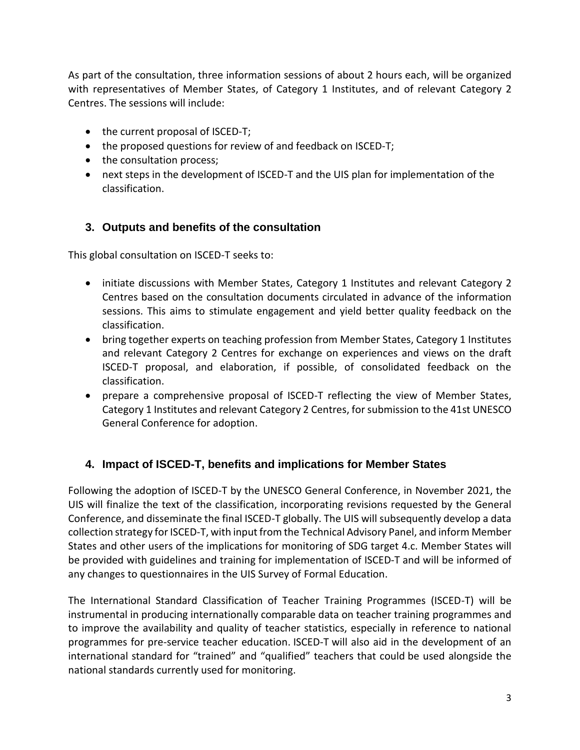As part of the consultation, three information sessions of about 2 hours each, will be organized with representatives of Member States, of Category 1 Institutes, and of relevant Category 2 Centres. The sessions will include:

- the current proposal of ISCED-T;
- the proposed questions for review of and feedback on ISCED-T;
- the consultation process;
- next steps in the development of ISCED-T and the UIS plan for implementation of the classification.

## 3. Outputs and benefits of the consultation

This global consultation on ISCED-T seeks to:

- initiate discussions with Member States, Category 1 Institutes and relevant Category 2 Centres based on the consultation documents circulated in advance of the information sessions. This aims to stimulate engagement and yield better quality feedback on the classification.
- bring together experts on teaching profession from Member States, Category 1 Institutes and relevant Category 2 Centres for exchange on experiences and views on the draft ISCED-T proposal, and elaboration, if possible, of consolidated feedback on the classification.
- prepare a comprehensive proposal of ISCED-T reflecting the view of Member States, Category 1 Institutes and relevant Category 2 Centres, for submission to the 41st UNESCO General Conference for adoption.

## 4. Impact of ISCED-T, benefits and implications for Member States

Following the adoption of ISCED-T by the UNESCO General Conference, in November 2021, the UIS will finalize the text of the classification, incorporating revisions requested by the General Conference, and disseminate the final ISCED-T globally. The UIS will subsequently develop a data collection strategy for ISCED-T, with input from the Technical Advisory Panel, and inform Member States and other users of the implications for monitoring of SDG target 4.c. Member States will be provided with guidelines and training for implementation of ISCED-T and will be informed of any changes to questionnaires in the UIS Survey of Formal Education.

The International Standard Classification of Teacher Training Programmes (ISCED-T) will be instrumental in producing internationally comparable data on teacher training programmes and to improve the availability and quality of teacher statistics, especially in reference to national programmes for pre-service teacher education. ISCED-T will also aid in the development of an international standard for "trained" and "qualified" teachers that could be used alongside the national standards currently used for monitoring.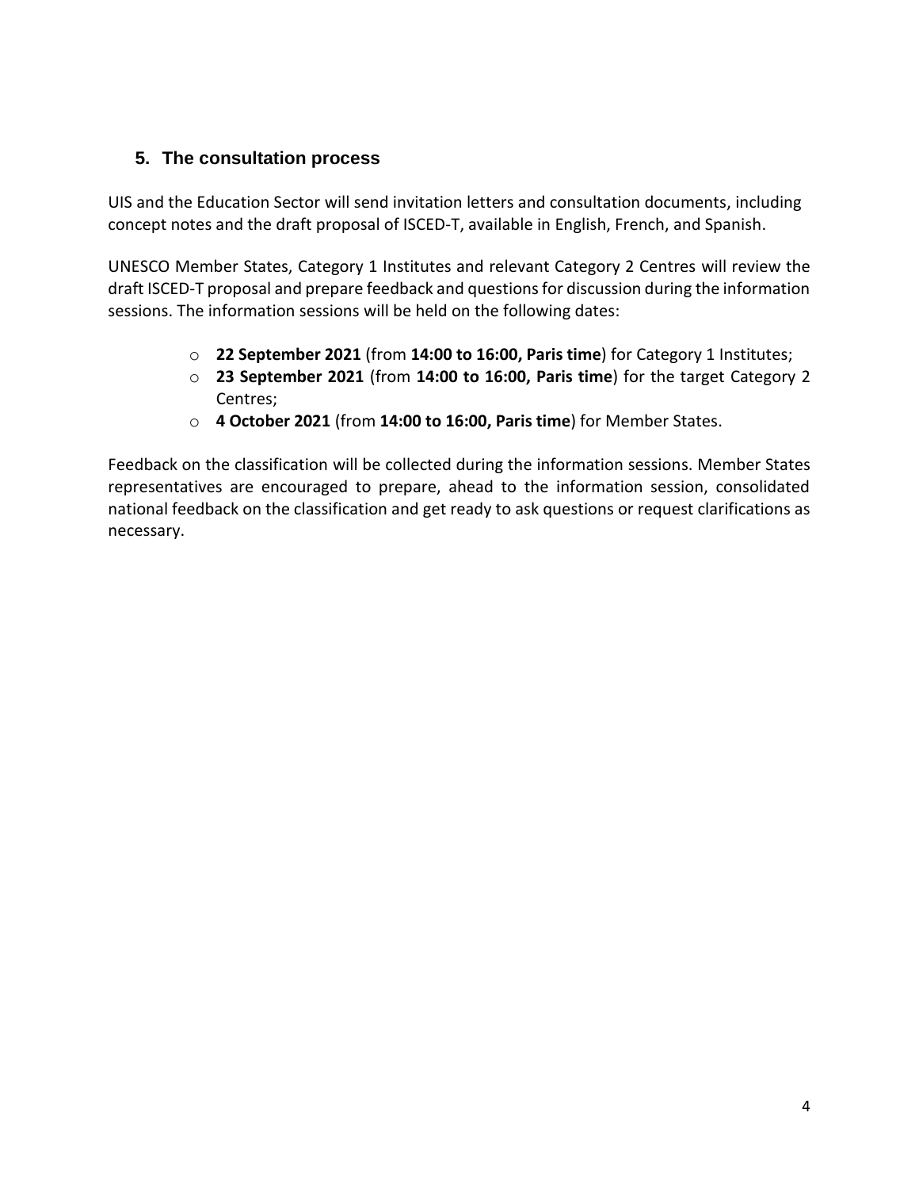## 5. The consultation process

UIS and the Education Sector will send invitation letters and consultation documents, including concept notes and the draft proposal of ISCED-T, available in English, French, and Spanish.

UNESCO Member States, Category 1 Institutes and relevant Category 2 Centres will review the draft ISCED-T proposal and prepare feedback and questions for discussion during the information sessions. The information sessions will be held on the following dates:

- **22 September 2021** (from **14:00 to 16:00, Paris time**) for Category 1 Institutes;
- **23 September 2021** (from **14:00 to 16:00, Paris time**) for the target Category 2 Centres;
- **4 October 2021** (from **14:00 to 16:00, Paris time**) for Member States.

Feedback on the classification will be collected during the information sessions. Member States representatives are encouraged to prepare, ahead to the information session, consolidated national feedback on the classification and get ready to ask questions or request clarifications as necessary.